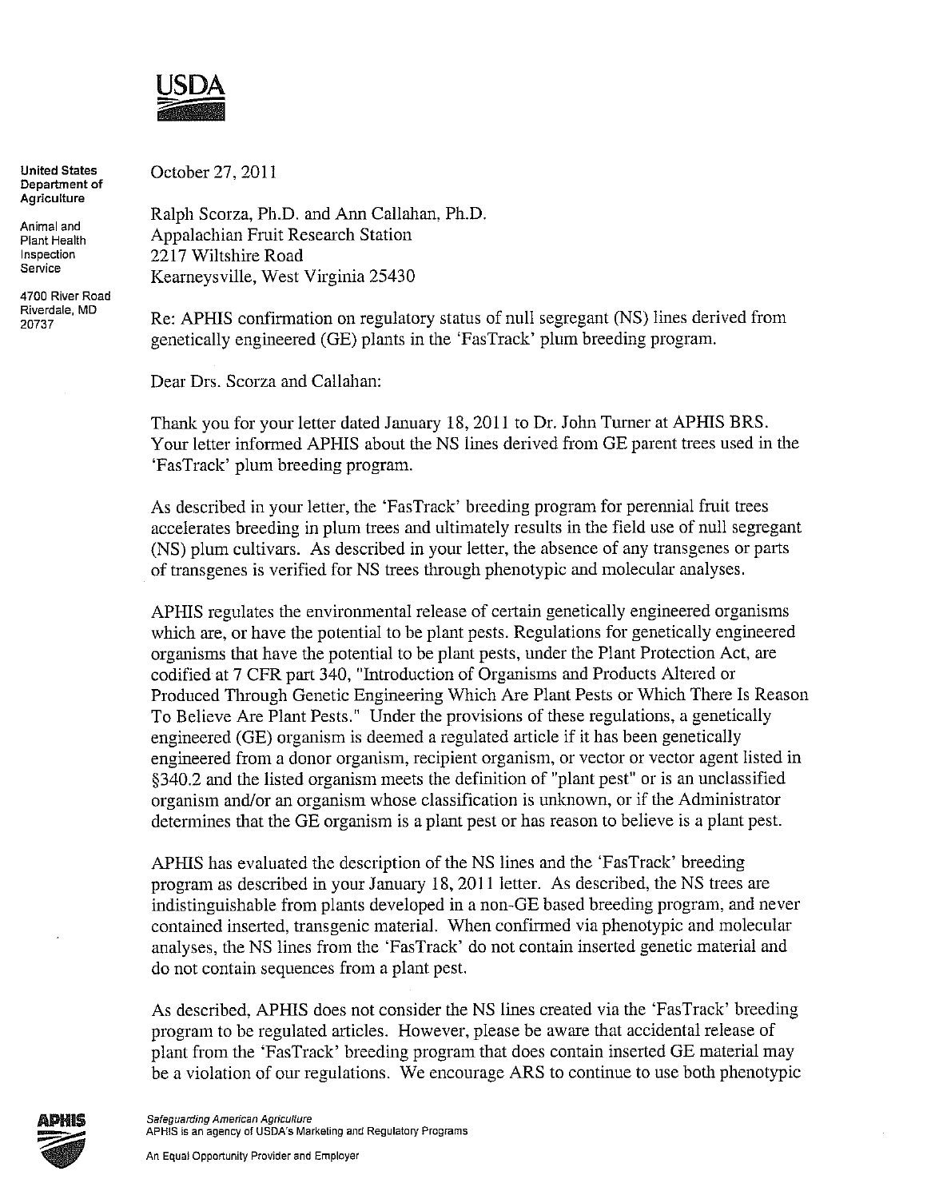USDA

**United States Department of Agriculture**

Animal and Plant Health Inspection Service

4700 River Road
Riverdale, MD 20737

October 27, 2011

Ralph Scorza, Ph.D. and Ann Callahan, Ph.D.
Appalachian Fruit Research Station
2217 Wiltshire Road
Kearneysville, West Virginia 25430

Re: APHIS confirmation on regulatory status of null segregant (NS) lines derived from genetically engineered (GE) plants in the 'FasTrack' plum breeding program.

Dear Drs. Scorza and Callahan:

Thank you for your letter dated January 18, 2011 to Dr. John Turner at APHIS BRS. Your letter informed APHIS about the NS lines derived from GE parent trees used in the 'FasTrack' plum breeding program.

As described in your letter, the 'FasTrack' breeding program for perennial fruit trees accelerates breeding in plum trees and ultimately results in the field use of null segregant (NS) plum cultivars. As described in your letter, the absence of any transgenes or parts of transgenes is verified for NS trees through phenotypic and molecular analyses.

APHIS regulates the environmental release of certain genetically engineered organisms which are, or have the potential to be plant pests. Regulations for genetically engineered organisms that have the potential to be plant pests, under the Plant Protection Act, are codified at 7 CFR part 340, "Introduction of Organisms and Products Altered or Produced Through Genetic Engineering Which Are Plant Pests or Which There Is Reason To Believe Are Plant Pests." Under the provisions of these regulations, a genetically engineered (GE) organism is deemed a regulated article if it has been genetically engineered from a donor organism, recipient organism, or vector or vector agent listed in §340.2 and the listed organism meets the definition of "plant pest" or is an unclassified organism and/or an organism whose classification is unknown, or if the Administrator determines that the GE organism is a plant pest or has reason to believe is a plant pest.

APHIS has evaluated the description of the NS lines and the 'FasTrack' breeding program as described in your January 18, 2011 letter. As described, the NS trees are indistinguishable from plants developed in a non-GE based breeding program, and never contained inserted, transgenic material. When confirmed via phenotypic and molecular analyses, the NS lines from the 'FasTrack' do not contain inserted genetic material and do not contain sequences from a plant pest.

As described, APHIS does not consider the NS lines created via the 'FasTrack' breeding program to be regulated articles. However, please be aware that accidental release of plant from the 'FasTrack' breeding program that does contain inserted GE material may be a violation of our regulations. We encourage ARS to continue to use both phenotypic

APHIS

*Safeguarding American Agriculture*
APHIS is an agency of USDA's Marketing and Regulatory Programs

An Equal Opportunity Provider and Employer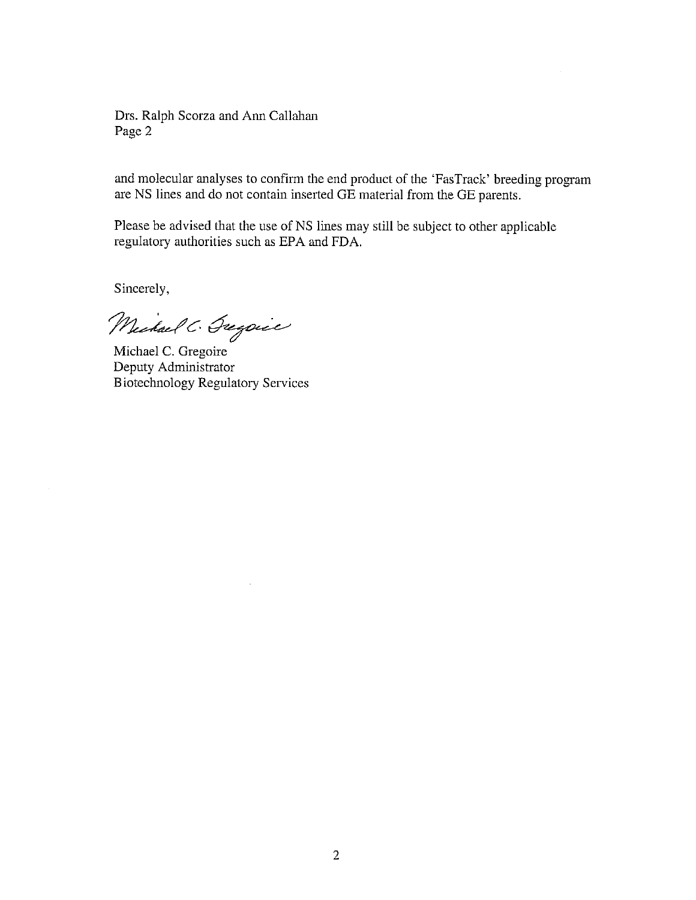Drs. Ralph Scorza and Ann Callahan
Page 2

and molecular analyses to confirm the end product of the 'FasTrack' breeding program are NS lines and do not contain inserted GE material from the GE parents.

Please be advised that the use of NS lines may still be subject to other applicable regulatory authorities such as EPA and FDA.

Sincerely,

Michael C. Gregoire

Michael C. Gregoire
Deputy Administrator
Biotechnology Regulatory Services